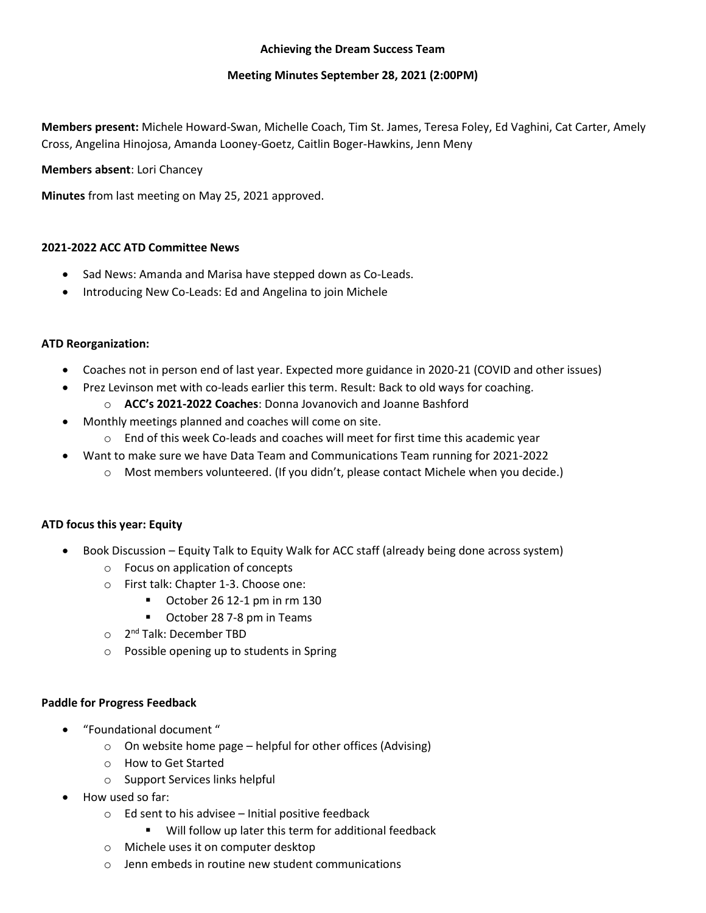**Achieving the Dream Success Team**

**Meeting Minutes September 28, 2021 (2:00PM)**

**Members present:** Michele Howard-Swan, Michelle Coach, Tim St. James, Teresa Foley, Ed Vaghini, Cat Carter, Amely Cross, Angelina Hinojosa, Amanda Looney-Goetz, Caitlin Boger-Hawkins, Jenn Meny

**Members absent**: Lori Chancey

**Minutes** from last meeting on May 25, 2021 approved.

**2021-2022 ACC ATD Committee News**

- Sad News: Amanda and Marisa have stepped down as Co-Leads.
- Introducing New Co-Leads: Ed and Angelina to join Michele

**ATD Reorganization:**

- Coaches not in person end of last year. Expected more guidance in 2020-21 (COVID and other issues)
- Prez Levinson met with co-leads earlier this term. Result: Back to old ways for coaching.
  - **ACC's 2021-2022 Coaches**: Donna Jovanovich and Joanne Bashford
- Monthly meetings planned and coaches will come on site.
  - End of this week Co-leads and coaches will meet for first time this academic year
- Want to make sure we have Data Team and Communications Team running for 2021-2022
  - Most members volunteered. (If you didn't, please contact Michele when you decide.)

**ATD focus this year: Equity**

- Book Discussion – Equity Talk to Equity Walk for ACC staff (already being done across system)
  - Focus on application of concepts
  - First talk: Chapter 1-3. Choose one:
    - October 26 12-1 pm in rm 130
    - October 28 7-8 pm in Teams
  - 2nd Talk: December TBD
  - Possible opening up to students in Spring

**Paddle for Progress Feedback**

- "Foundational document "
  - On website home page – helpful for other offices (Advising)
  - How to Get Started
  - Support Services links helpful
- How used so far:
  - Ed sent to his advisee – Initial positive feedback
    - Will follow up later this term for additional feedback
  - Michele uses it on computer desktop
  - Jenn embeds in routine new student communications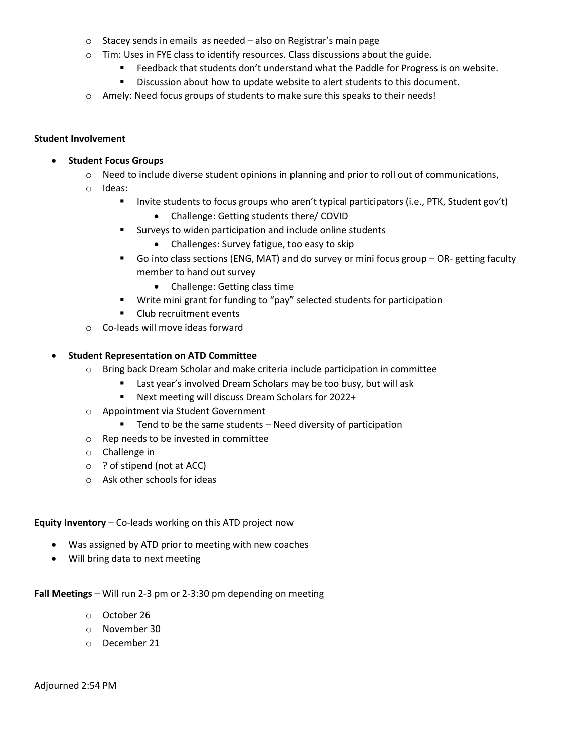- Stacey sends in emails as needed – also on Registrar's main page
- Tim: Uses in FYE class to identify resources. Class discussions about the guide.
  - Feedback that students don't understand what the Paddle for Progress is on website.
  - Discussion about how to update website to alert students to this document.
- Amely: Need focus groups of students to make sure this speaks to their needs!

**Student Involvement**

- **Student Focus Groups**
  - Need to include diverse student opinions in planning and prior to roll out of communications,
  - Ideas:
    - Invite students to focus groups who aren't typical participators (i.e., PTK, Student gov't)
      - Challenge: Getting students there/ COVID
    - Surveys to widen participation and include online students
      - Challenges: Survey fatigue, too easy to skip
    - Go into class sections (ENG, MAT) and do survey or mini focus group – OR- getting faculty member to hand out survey
      - Challenge: Getting class time
    - Write mini grant for funding to "pay" selected students for participation
    - Club recruitment events
  - Co-leads will move ideas forward

- **Student Representation on ATD Committee**
  - Bring back Dream Scholar and make criteria include participation in committee
    - Last year's involved Dream Scholars may be too busy, but will ask
    - Next meeting will discuss Dream Scholars for 2022+
  - Appointment via Student Government
    - Tend to be the same students – Need diversity of participation
  - Rep needs to be invested in committee
  - Challenge in
  - ? of stipend (not at ACC)
  - Ask other schools for ideas

**Equity Inventory** – Co-leads working on this ATD project now

- Was assigned by ATD prior to meeting with new coaches
- Will bring data to next meeting

**Fall Meetings** – Will run 2-3 pm or 2-3:30 pm depending on meeting

- October 26
- November 30
- December 21

Adjourned 2:54 PM